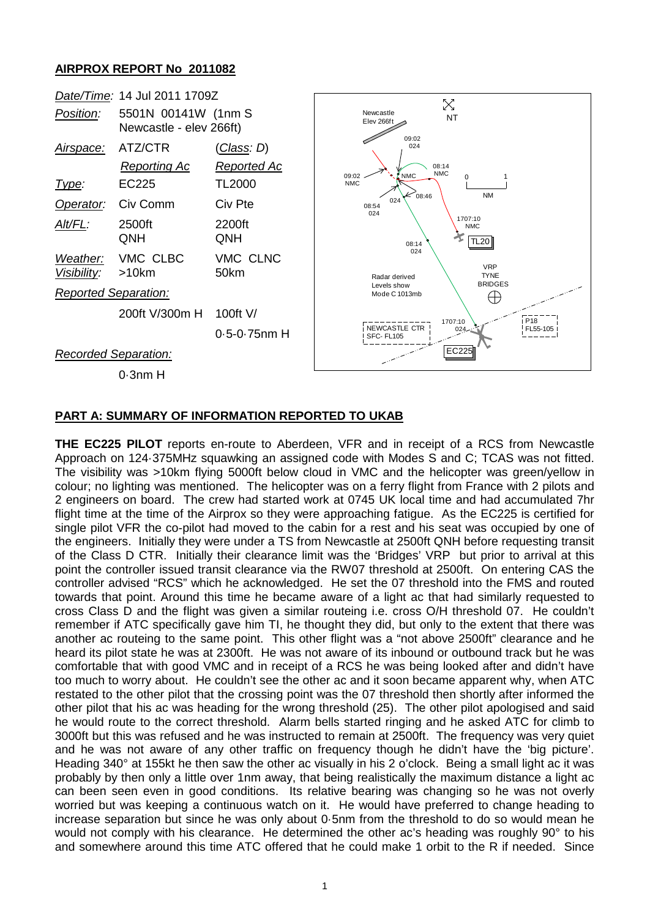## AIRPROX REPORT No 2011082

| | | |
|---|---|---|
| *Date/Time:* | 14 Jul 2011 1709Z | |
| *Position:* | 5501N 00141W (1nm S Newcastle - elev 266ft) | |
| *Airspace:* | ATZ/CTR | (*Class:* D) |
| | *Reporting Ac* | *Reported Ac* |
| *Type:* | EC225 | TL2000 |
| *Operator:* | Civ Comm | Civ Pte |
| *Alt/FL:* | 2500ft QNH | 2200ft QNH |
| *Weather:* | VMC CLBC | VMC CLNC |
| *Visibility:* | >10km | 50km |
| *Reported Separation:* | | |
| | 200ft V/300m H | 100ft V/ 0·5-0·75nm H |
| *Recorded Separation:* | | |
| | 0·3nm H | |

### PART A: SUMMARY OF INFORMATION REPORTED TO UKAB

**THE EC225 PILOT** reports en-route to Aberdeen, VFR and in receipt of a RCS from Newcastle Approach on 124·375MHz squawking an assigned code with Modes S and C; TCAS was not fitted. The visibility was >10km flying 5000ft below cloud in VMC and the helicopter was green/yellow in colour; no lighting was mentioned. The helicopter was on a ferry flight from France with 2 pilots and 2 engineers on board. The crew had started work at 0745 UK local time and had accumulated 7hr flight time at the time of the Airprox so they were approaching fatigue. As the EC225 is certified for single pilot VFR the co-pilot had moved to the cabin for a rest and his seat was occupied by one of the engineers. Initially they were under a TS from Newcastle at 2500ft QNH before requesting transit of the Class D CTR. Initially their clearance limit was the 'Bridges' VRP but prior to arrival at this point the controller issued transit clearance via the RW07 threshold at 2500ft. On entering CAS the controller advised "RCS" which he acknowledged. He set the 07 threshold into the FMS and routed towards that point. Around this time he became aware of a light ac that had similarly requested to cross Class D and the flight was given a similar routeing i.e. cross O/H threshold 07. He couldn't remember if ATC specifically gave him TI, he thought they did, but only to the extent that there was another ac routeing to the same point. This other flight was a "not above 2500ft" clearance and he heard its pilot state he was at 2300ft. He was not aware of its inbound or outbound track but he was comfortable that with good VMC and in receipt of a RCS he was being looked after and didn't have too much to worry about. He couldn't see the other ac and it soon became apparent why, when ATC restated to the other pilot that the crossing point was the 07 threshold then shortly after informed the other pilot that his ac was heading for the wrong threshold (25). The other pilot apologised and said he would route to the correct threshold. Alarm bells started ringing and he asked ATC for climb to 3000ft but this was refused and he was instructed to remain at 2500ft. The frequency was very quiet and he was not aware of any other traffic on frequency though he didn't have the 'big picture'. Heading 340° at 155kt he then saw the other ac visually in his 2 o'clock. Being a small light ac it was probably by then only a little over 1nm away, that being realistically the maximum distance a light ac can been seen even in good conditions. Its relative bearing was changing so he was not overly worried but was keeping a continuous watch on it. He would have preferred to change heading to increase separation but since he was only about 0·5nm from the threshold to do so would mean he would not comply with his clearance. He determined the other ac's heading was roughly 90° to his and somewhere around this time ATC offered that he could make 1 orbit to the R if needed. Since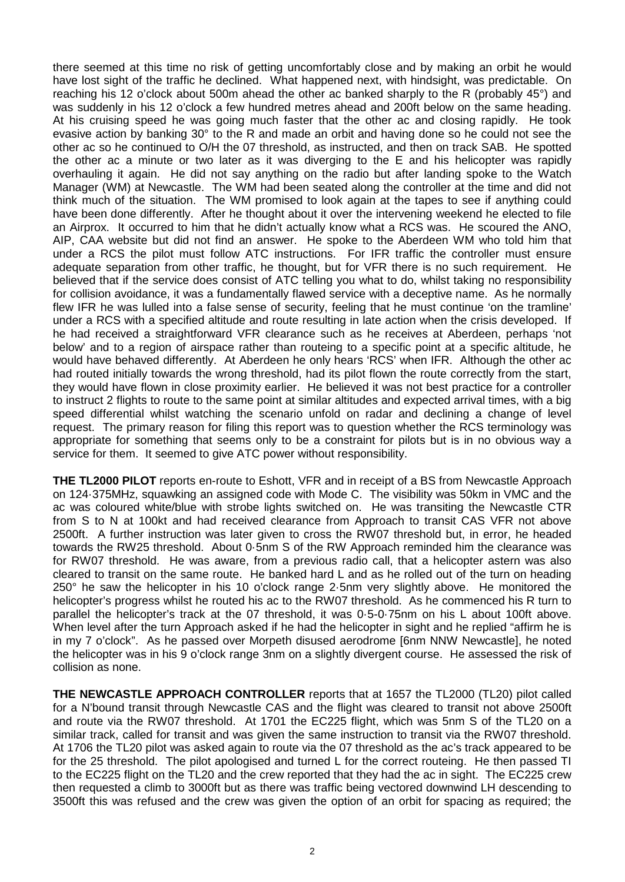there seemed at this time no risk of getting uncomfortably close and by making an orbit he would have lost sight of the traffic he declined. What happened next, with hindsight, was predictable. On reaching his 12 o'clock about 500m ahead the other ac banked sharply to the R (probably 45°) and was suddenly in his 12 o'clock a few hundred metres ahead and 200ft below on the same heading. At his cruising speed he was going much faster that the other ac and closing rapidly. He took evasive action by banking 30° to the R and made an orbit and having done so he could not see the other ac so he continued to O/H the 07 threshold, as instructed, and then on track SAB. He spotted the other ac a minute or two later as it was diverging to the E and his helicopter was rapidly overhauling it again. He did not say anything on the radio but after landing spoke to the Watch Manager (WM) at Newcastle. The WM had been seated along the controller at the time and did not think much of the situation. The WM promised to look again at the tapes to see if anything could have been done differently. After he thought about it over the intervening weekend he elected to file an Airprox. It occurred to him that he didn't actually know what a RCS was. He scoured the ANO, AIP, CAA website but did not find an answer. He spoke to the Aberdeen WM who told him that under a RCS the pilot must follow ATC instructions. For IFR traffic the controller must ensure adequate separation from other traffic, he thought, but for VFR there is no such requirement. He believed that if the service does consist of ATC telling you what to do, whilst taking no responsibility for collision avoidance, it was a fundamentally flawed service with a deceptive name. As he normally flew IFR he was lulled into a false sense of security, feeling that he must continue 'on the tramline' under a RCS with a specified altitude and route resulting in late action when the crisis developed. If he had received a straightforward VFR clearance such as he receives at Aberdeen, perhaps 'not below' and to a region of airspace rather than routeing to a specific point at a specific altitude, he would have behaved differently. At Aberdeen he only hears 'RCS' when IFR. Although the other ac had routed initially towards the wrong threshold, had its pilot flown the route correctly from the start, they would have flown in close proximity earlier. He believed it was not best practice for a controller to instruct 2 flights to route to the same point at similar altitudes and expected arrival times, with a big speed differential whilst watching the scenario unfold on radar and declining a change of level request. The primary reason for filing this report was to question whether the RCS terminology was appropriate for something that seems only to be a constraint for pilots but is in no obvious way a service for them. It seemed to give ATC power without responsibility.

**THE TL2000 PILOT** reports en-route to Eshott, VFR and in receipt of a BS from Newcastle Approach on 124·375MHz, squawking an assigned code with Mode C. The visibility was 50km in VMC and the ac was coloured white/blue with strobe lights switched on. He was transiting the Newcastle CTR from S to N at 100kt and had received clearance from Approach to transit CAS VFR not above 2500ft. A further instruction was later given to cross the RW07 threshold but, in error, he headed towards the RW25 threshold. About 0·5nm S of the RW Approach reminded him the clearance was for RW07 threshold. He was aware, from a previous radio call, that a helicopter astern was also cleared to transit on the same route. He banked hard L and as he rolled out of the turn on heading 250° he saw the helicopter in his 10 o'clock range 2·5nm very slightly above. He monitored the helicopter's progress whilst he routed his ac to the RW07 threshold. As he commenced his R turn to parallel the helicopter's track at the 07 threshold, it was 0·5-0·75nm on his L about 100ft above. When level after the turn Approach asked if he had the helicopter in sight and he replied "affirm he is in my 7 o'clock". As he passed over Morpeth disused aerodrome [6nm NNW Newcastle], he noted the helicopter was in his 9 o'clock range 3nm on a slightly divergent course. He assessed the risk of collision as none.

**THE NEWCASTLE APPROACH CONTROLLER** reports that at 1657 the TL2000 (TL20) pilot called for a N'bound transit through Newcastle CAS and the flight was cleared to transit not above 2500ft and route via the RW07 threshold. At 1701 the EC225 flight, which was 5nm S of the TL20 on a similar track, called for transit and was given the same instruction to transit via the RW07 threshold. At 1706 the TL20 pilot was asked again to route via the 07 threshold as the ac's track appeared to be for the 25 threshold. The pilot apologised and turned L for the correct routeing. He then passed TI to the EC225 flight on the TL20 and the crew reported that they had the ac in sight. The EC225 crew then requested a climb to 3000ft but as there was traffic being vectored downwind LH descending to 3500ft this was refused and the crew was given the option of an orbit for spacing as required; the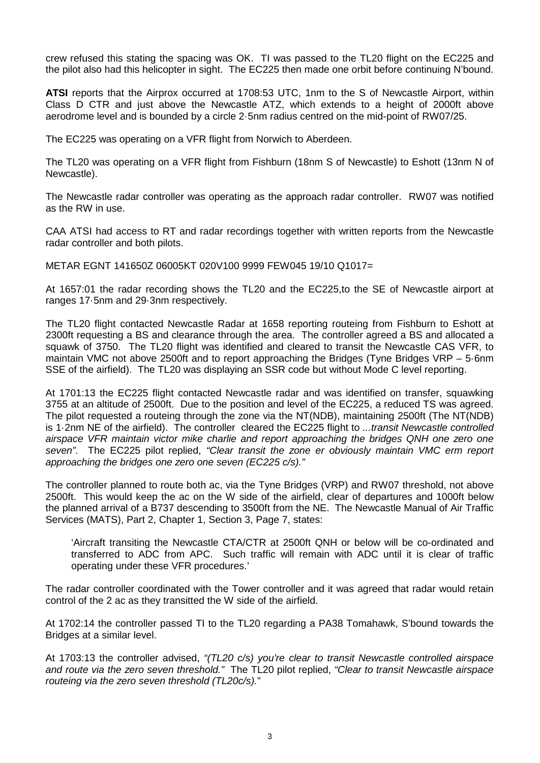crew refused this stating the spacing was OK. TI was passed to the TL20 flight on the EC225 and the pilot also had this helicopter in sight. The EC225 then made one orbit before continuing N'bound.

**ATSI** reports that the Airprox occurred at 1708:53 UTC, 1nm to the S of Newcastle Airport, within Class D CTR and just above the Newcastle ATZ, which extends to a height of 2000ft above aerodrome level and is bounded by a circle 2·5nm radius centred on the mid-point of RW07/25.

The EC225 was operating on a VFR flight from Norwich to Aberdeen.

The TL20 was operating on a VFR flight from Fishburn (18nm S of Newcastle) to Eshott (13nm N of Newcastle).

The Newcastle radar controller was operating as the approach radar controller. RW07 was notified as the RW in use.

CAA ATSI had access to RT and radar recordings together with written reports from the Newcastle radar controller and both pilots.

METAR EGNT 141650Z 06005KT 020V100 9999 FEW045 19/10 Q1017=

At 1657:01 the radar recording shows the TL20 and the EC225,to the SE of Newcastle airport at ranges 17·5nm and 29·3nm respectively.

The TL20 flight contacted Newcastle Radar at 1658 reporting routeing from Fishburn to Eshott at 2300ft requesting a BS and clearance through the area. The controller agreed a BS and allocated a squawk of 3750. The TL20 flight was identified and cleared to transit the Newcastle CAS VFR, to maintain VMC not above 2500ft and to report approaching the Bridges (Tyne Bridges VRP – 5·6nm SSE of the airfield). The TL20 was displaying an SSR code but without Mode C level reporting.

At 1701:13 the EC225 flight contacted Newcastle radar and was identified on transfer, squawking 3755 at an altitude of 2500ft. Due to the position and level of the EC225, a reduced TS was agreed. The pilot requested a routeing through the zone via the NT(NDB), maintaining 2500ft (The NT(NDB) is 1·2nm NE of the airfield). The controller cleared the EC225 flight to *...transit Newcastle controlled airspace VFR maintain victor mike charlie and report approaching the bridges QNH one zero one seven".* The EC225 pilot replied, *"Clear transit the zone er obviously maintain VMC erm report approaching the bridges one zero one seven (EC225 c/s)."*

The controller planned to route both ac, via the Tyne Bridges (VRP) and RW07 threshold, not above 2500ft. This would keep the ac on the W side of the airfield, clear of departures and 1000ft below the planned arrival of a B737 descending to 3500ft from the NE. The Newcastle Manual of Air Traffic Services (MATS), Part 2, Chapter 1, Section 3, Page 7, states:

> 'Aircraft transiting the Newcastle CTA/CTR at 2500ft QNH or below will be co-ordinated and transferred to ADC from APC. Such traffic will remain with ADC until it is clear of traffic operating under these VFR procedures.'

The radar controller coordinated with the Tower controller and it was agreed that radar would retain control of the 2 ac as they transitted the W side of the airfield.

At 1702:14 the controller passed TI to the TL20 regarding a PA38 Tomahawk, S'bound towards the Bridges at a similar level.

At 1703:13 the controller advised, *"(TL20 c/s) you're clear to transit Newcastle controlled airspace and route via the zero seven threshold."* The TL20 pilot replied, *"Clear to transit Newcastle airspace routeing via the zero seven threshold (TL20c/s).*"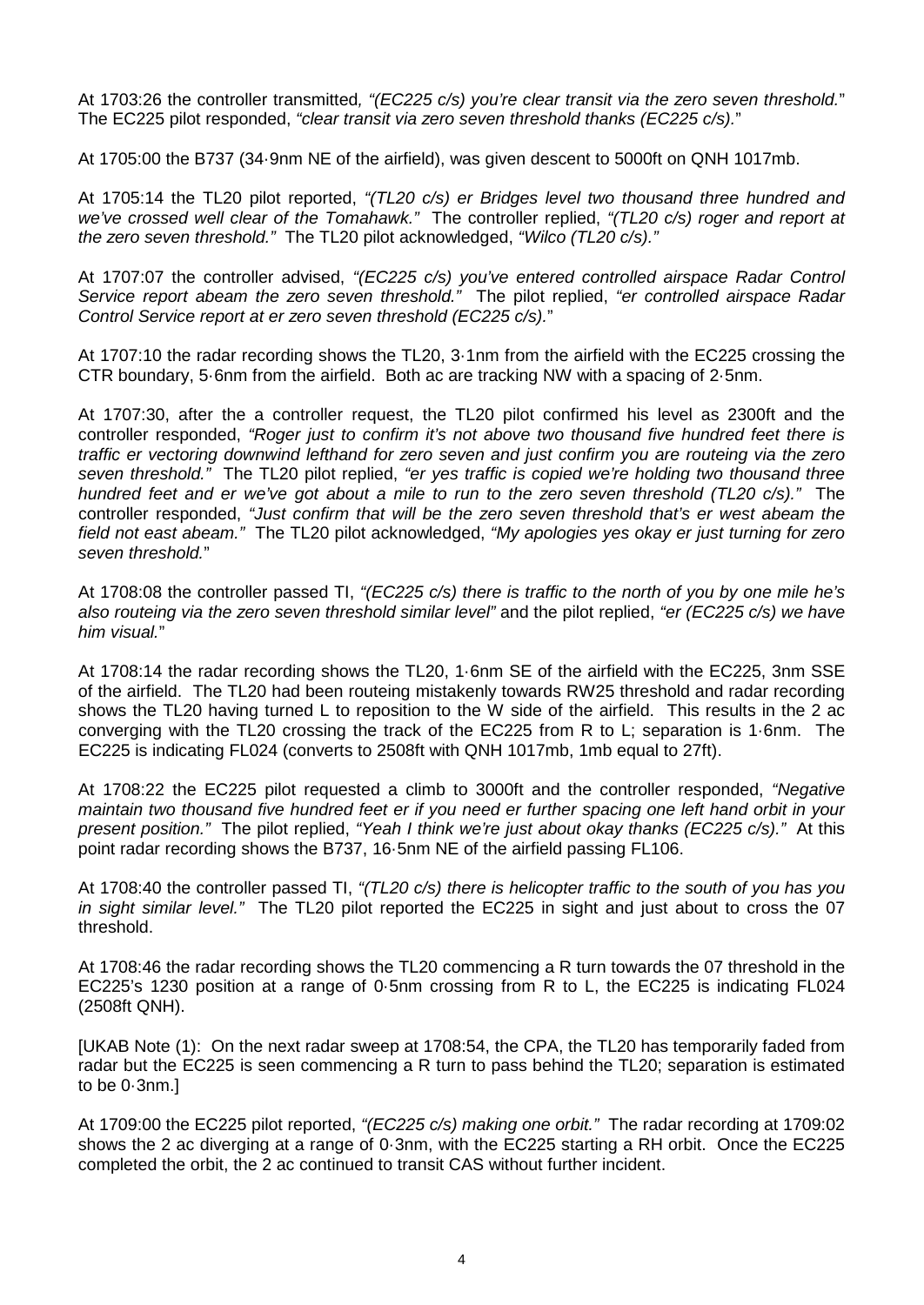At 1703:26 the controller transmitted*, "(EC225 c/s) you're clear transit via the zero seven threshold.*" The EC225 pilot responded, *"clear transit via zero seven threshold thanks (EC225 c/s).*"

At 1705:00 the B737 (34·9nm NE of the airfield), was given descent to 5000ft on QNH 1017mb.

At 1705:14 the TL20 pilot reported, *"(TL20 c/s) er Bridges level two thousand three hundred and we've crossed well clear of the Tomahawk."* The controller replied, *"(TL20 c/s) roger and report at the zero seven threshold."* The TL20 pilot acknowledged, *"Wilco (TL20 c/s)."*

At 1707:07 the controller advised, *"(EC225 c/s) you've entered controlled airspace Radar Control Service report abeam the zero seven threshold."* The pilot replied, *"er controlled airspace Radar Control Service report at er zero seven threshold (EC225 c/s).*"

At 1707:10 the radar recording shows the TL20, 3·1nm from the airfield with the EC225 crossing the CTR boundary, 5·6nm from the airfield. Both ac are tracking NW with a spacing of 2·5nm.

At 1707:30, after the a controller request, the TL20 pilot confirmed his level as 2300ft and the controller responded, *"Roger just to confirm it's not above two thousand five hundred feet there is traffic er vectoring downwind lefthand for zero seven and just confirm you are routeing via the zero seven threshold."* The TL20 pilot replied, *"er yes traffic is copied we're holding two thousand three hundred feet and er we've got about a mile to run to the zero seven threshold (TL20 c/s)."* The controller responded, *"Just confirm that will be the zero seven threshold that's er west abeam the field not east abeam."* The TL20 pilot acknowledged, *"My apologies yes okay er just turning for zero seven threshold.*"

At 1708:08 the controller passed TI, *"(EC225 c/s) there is traffic to the north of you by one mile he's also routeing via the zero seven threshold similar level"* and the pilot replied, *"er (EC225 c/s) we have him visual.*"

At 1708:14 the radar recording shows the TL20, 1·6nm SE of the airfield with the EC225, 3nm SSE of the airfield. The TL20 had been routeing mistakenly towards RW25 threshold and radar recording shows the TL20 having turned L to reposition to the W side of the airfield. This results in the 2 ac converging with the TL20 crossing the track of the EC225 from R to L; separation is 1·6nm. The EC225 is indicating FL024 (converts to 2508ft with QNH 1017mb, 1mb equal to 27ft).

At 1708:22 the EC225 pilot requested a climb to 3000ft and the controller responded, *"Negative maintain two thousand five hundred feet er if you need er further spacing one left hand orbit in your present position."* The pilot replied, *"Yeah I think we're just about okay thanks (EC225 c/s)."* At this point radar recording shows the B737, 16·5nm NE of the airfield passing FL106.

At 1708:40 the controller passed TI, *"(TL20 c/s) there is helicopter traffic to the south of you has you in sight similar level."* The TL20 pilot reported the EC225 in sight and just about to cross the 07 threshold.

At 1708:46 the radar recording shows the TL20 commencing a R turn towards the 07 threshold in the EC225's 1230 position at a range of 0·5nm crossing from R to L, the EC225 is indicating FL024 (2508ft QNH).

[UKAB Note (1): On the next radar sweep at 1708:54, the CPA, the TL20 has temporarily faded from radar but the EC225 is seen commencing a R turn to pass behind the TL20; separation is estimated to be 0·3nm.]

At 1709:00 the EC225 pilot reported, *"(EC225 c/s) making one orbit."* The radar recording at 1709:02 shows the 2 ac diverging at a range of 0·3nm, with the EC225 starting a RH orbit. Once the EC225 completed the orbit, the 2 ac continued to transit CAS without further incident.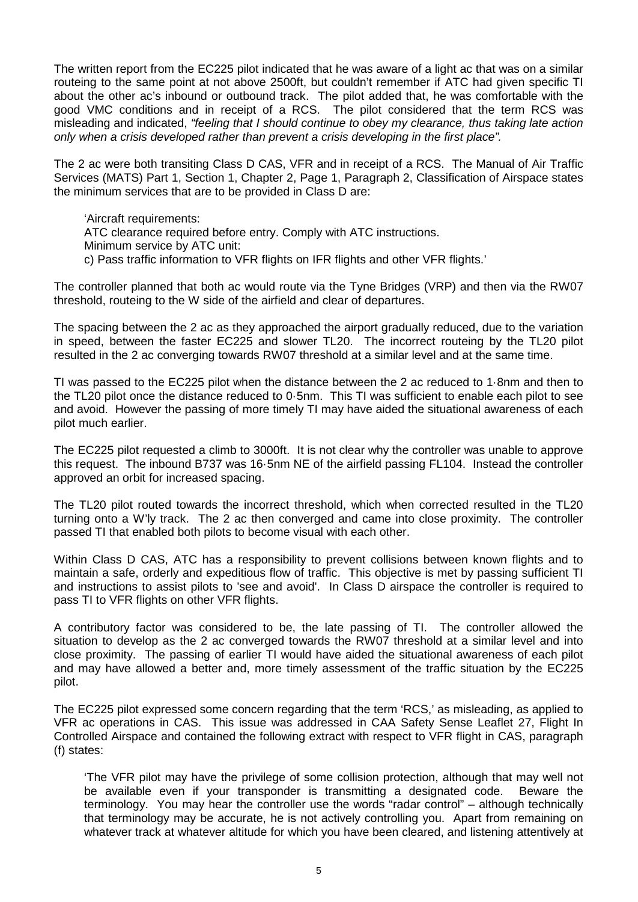The written report from the EC225 pilot indicated that he was aware of a light ac that was on a similar routeing to the same point at not above 2500ft, but couldn't remember if ATC had given specific TI about the other ac's inbound or outbound track. The pilot added that, he was comfortable with the good VMC conditions and in receipt of a RCS. The pilot considered that the term RCS was misleading and indicated, *"feeling that I should continue to obey my clearance, thus taking late action only when a crisis developed rather than prevent a crisis developing in the first place".*

The 2 ac were both transiting Class D CAS, VFR and in receipt of a RCS. The Manual of Air Traffic Services (MATS) Part 1, Section 1, Chapter 2, Page 1, Paragraph 2, Classification of Airspace states the minimum services that are to be provided in Class D are:

> 'Aircraft requirements:
> ATC clearance required before entry. Comply with ATC instructions.
> Minimum service by ATC unit:
> c) Pass traffic information to VFR flights on IFR flights and other VFR flights.'

The controller planned that both ac would route via the Tyne Bridges (VRP) and then via the RW07 threshold, routeing to the W side of the airfield and clear of departures.

The spacing between the 2 ac as they approached the airport gradually reduced, due to the variation in speed, between the faster EC225 and slower TL20. The incorrect routeing by the TL20 pilot resulted in the 2 ac converging towards RW07 threshold at a similar level and at the same time.

TI was passed to the EC225 pilot when the distance between the 2 ac reduced to 1·8nm and then to the TL20 pilot once the distance reduced to 0·5nm. This TI was sufficient to enable each pilot to see and avoid. However the passing of more timely TI may have aided the situational awareness of each pilot much earlier.

The EC225 pilot requested a climb to 3000ft. It is not clear why the controller was unable to approve this request. The inbound B737 was 16·5nm NE of the airfield passing FL104. Instead the controller approved an orbit for increased spacing.

The TL20 pilot routed towards the incorrect threshold, which when corrected resulted in the TL20 turning onto a W'ly track. The 2 ac then converged and came into close proximity. The controller passed TI that enabled both pilots to become visual with each other.

Within Class D CAS, ATC has a responsibility to prevent collisions between known flights and to maintain a safe, orderly and expeditious flow of traffic. This objective is met by passing sufficient TI and instructions to assist pilots to 'see and avoid'. In Class D airspace the controller is required to pass TI to VFR flights on other VFR flights.

A contributory factor was considered to be, the late passing of TI. The controller allowed the situation to develop as the 2 ac converged towards the RW07 threshold at a similar level and into close proximity. The passing of earlier TI would have aided the situational awareness of each pilot and may have allowed a better and, more timely assessment of the traffic situation by the EC225 pilot.

The EC225 pilot expressed some concern regarding that the term 'RCS,' as misleading, as applied to VFR ac operations in CAS. This issue was addressed in CAA Safety Sense Leaflet 27, Flight In Controlled Airspace and contained the following extract with respect to VFR flight in CAS, paragraph (f) states:

> 'The VFR pilot may have the privilege of some collision protection, although that may well not be available even if your transponder is transmitting a designated code. Beware the terminology. You may hear the controller use the words "radar control" – although technically that terminology may be accurate, he is not actively controlling you. Apart from remaining on whatever track at whatever altitude for which you have been cleared, and listening attentively at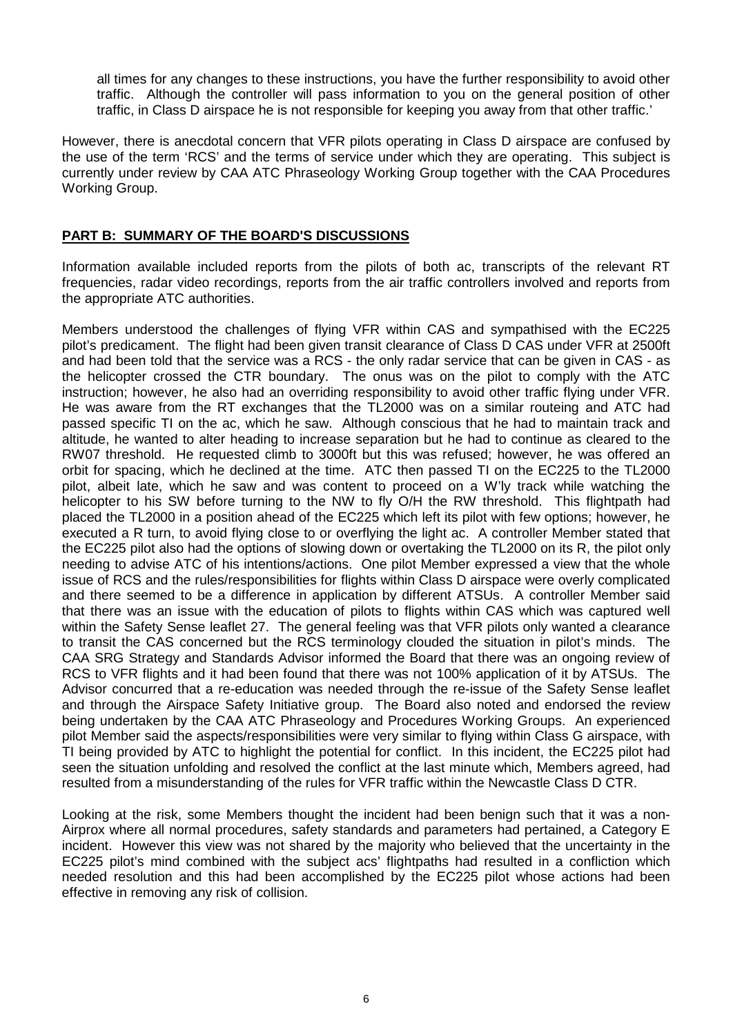all times for any changes to these instructions, you have the further responsibility to avoid other traffic. Although the controller will pass information to you on the general position of other traffic, in Class D airspace he is not responsible for keeping you away from that other traffic.'

However, there is anecdotal concern that VFR pilots operating in Class D airspace are confused by the use of the term 'RCS' and the terms of service under which they are operating. This subject is currently under review by CAA ATC Phraseology Working Group together with the CAA Procedures Working Group.

## PART B: SUMMARY OF THE BOARD'S DISCUSSIONS

Information available included reports from the pilots of both ac, transcripts of the relevant RT frequencies, radar video recordings, reports from the air traffic controllers involved and reports from the appropriate ATC authorities.

Members understood the challenges of flying VFR within CAS and sympathised with the EC225 pilot's predicament. The flight had been given transit clearance of Class D CAS under VFR at 2500ft and had been told that the service was a RCS - the only radar service that can be given in CAS - as the helicopter crossed the CTR boundary. The onus was on the pilot to comply with the ATC instruction; however, he also had an overriding responsibility to avoid other traffic flying under VFR. He was aware from the RT exchanges that the TL2000 was on a similar routeing and ATC had passed specific TI on the ac, which he saw. Although conscious that he had to maintain track and altitude, he wanted to alter heading to increase separation but he had to continue as cleared to the RW07 threshold. He requested climb to 3000ft but this was refused; however, he was offered an orbit for spacing, which he declined at the time. ATC then passed TI on the EC225 to the TL2000 pilot, albeit late, which he saw and was content to proceed on a W'ly track while watching the helicopter to his SW before turning to the NW to fly O/H the RW threshold. This flightpath had placed the TL2000 in a position ahead of the EC225 which left its pilot with few options; however, he executed a R turn, to avoid flying close to or overflying the light ac. A controller Member stated that the EC225 pilot also had the options of slowing down or overtaking the TL2000 on its R, the pilot only needing to advise ATC of his intentions/actions. One pilot Member expressed a view that the whole issue of RCS and the rules/responsibilities for flights within Class D airspace were overly complicated and there seemed to be a difference in application by different ATSUs. A controller Member said that there was an issue with the education of pilots to flights within CAS which was captured well within the Safety Sense leaflet 27. The general feeling was that VFR pilots only wanted a clearance to transit the CAS concerned but the RCS terminology clouded the situation in pilot's minds. The CAA SRG Strategy and Standards Advisor informed the Board that there was an ongoing review of RCS to VFR flights and it had been found that there was not 100% application of it by ATSUs. The Advisor concurred that a re-education was needed through the re-issue of the Safety Sense leaflet and through the Airspace Safety Initiative group. The Board also noted and endorsed the review being undertaken by the CAA ATC Phraseology and Procedures Working Groups. An experienced pilot Member said the aspects/responsibilities were very similar to flying within Class G airspace, with TI being provided by ATC to highlight the potential for conflict. In this incident, the EC225 pilot had seen the situation unfolding and resolved the conflict at the last minute which, Members agreed, had resulted from a misunderstanding of the rules for VFR traffic within the Newcastle Class D CTR.

Looking at the risk, some Members thought the incident had been benign such that it was a non-Airprox where all normal procedures, safety standards and parameters had pertained, a Category E incident. However this view was not shared by the majority who believed that the uncertainty in the EC225 pilot's mind combined with the subject acs' flightpaths had resulted in a confliction which needed resolution and this had been accomplished by the EC225 pilot whose actions had been effective in removing any risk of collision.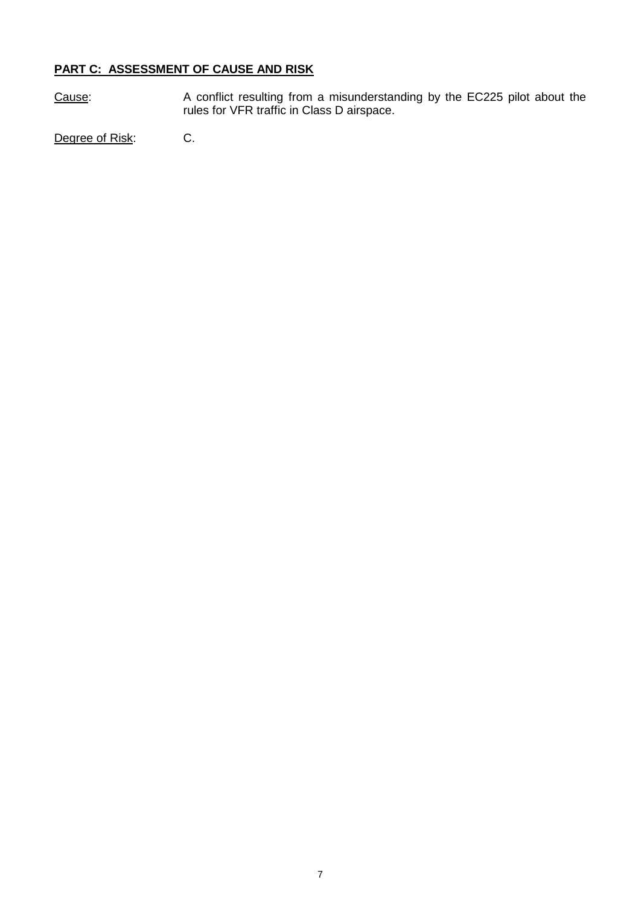**PART C: ASSESSMENT OF CAUSE AND RISK**

Cause: A conflict resulting from a misunderstanding by the EC225 pilot about the rules for VFR traffic in Class D airspace.

Degree of Risk: C.